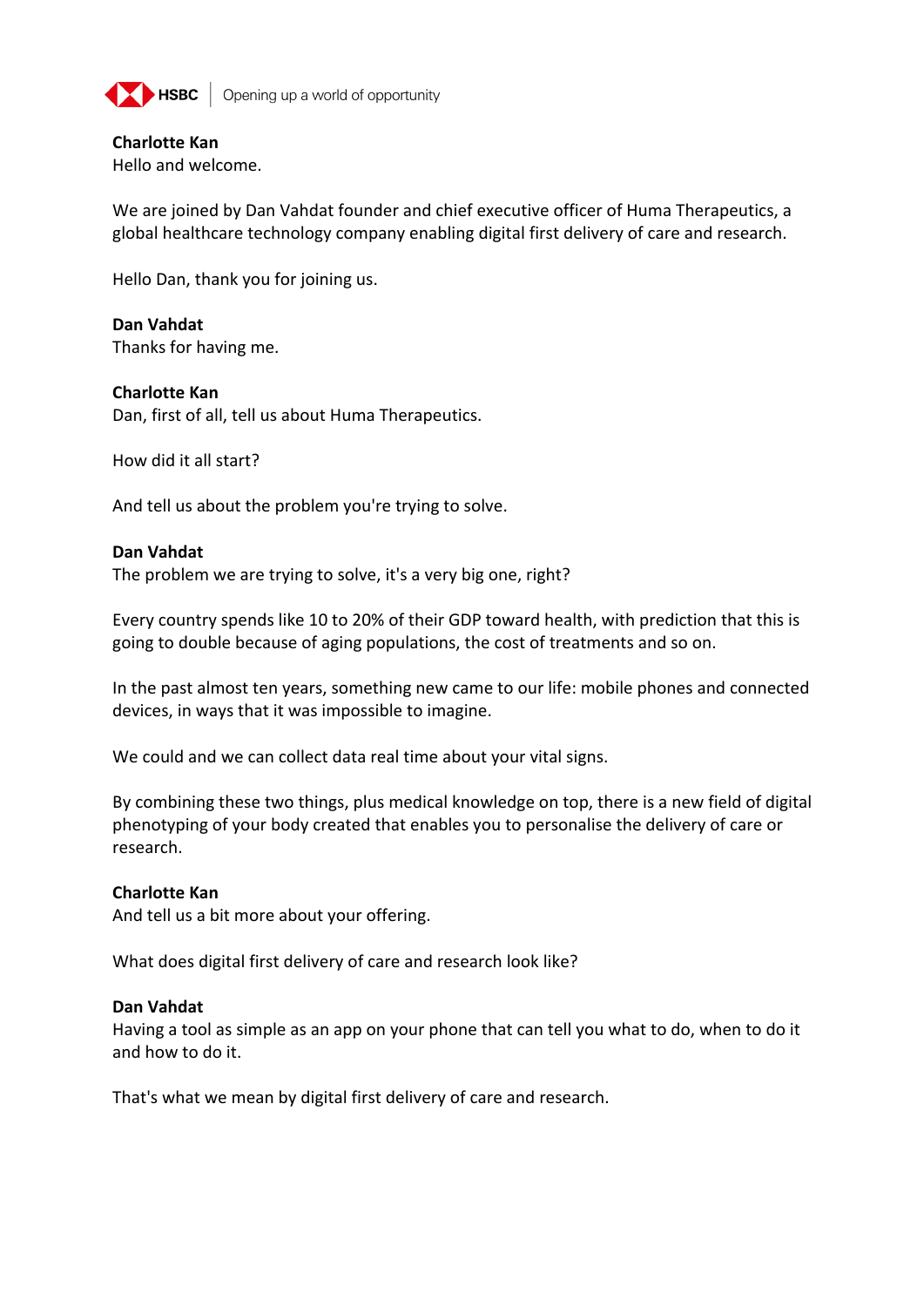**Charlotte Kan**
Hello and welcome.

We are joined by Dan Vahdat founder and chief executive officer of Huma Therapeutics, a global healthcare technology company enabling digital first delivery of care and research.

Hello Dan, thank you for joining us.

**Dan Vahdat**
Thanks for having me.

**Charlotte Kan**
Dan, first of all, tell us about Huma Therapeutics.

How did it all start?

And tell us about the problem you're trying to solve.

**Dan Vahdat**
The problem we are trying to solve, it's a very big one, right?

Every country spends like 10 to 20% of their GDP toward health, with prediction that this is going to double because of aging populations, the cost of treatments and so on.

In the past almost ten years, something new came to our life: mobile phones and connected devices, in ways that it was impossible to imagine.

We could and we can collect data real time about your vital signs.

By combining these two things, plus medical knowledge on top, there is a new field of digital phenotyping of your body created that enables you to personalise the delivery of care or research.

**Charlotte Kan**
And tell us a bit more about your offering.

What does digital first delivery of care and research look like?

**Dan Vahdat**
Having a tool as simple as an app on your phone that can tell you what to do, when to do it and how to do it.

That's what we mean by digital first delivery of care and research.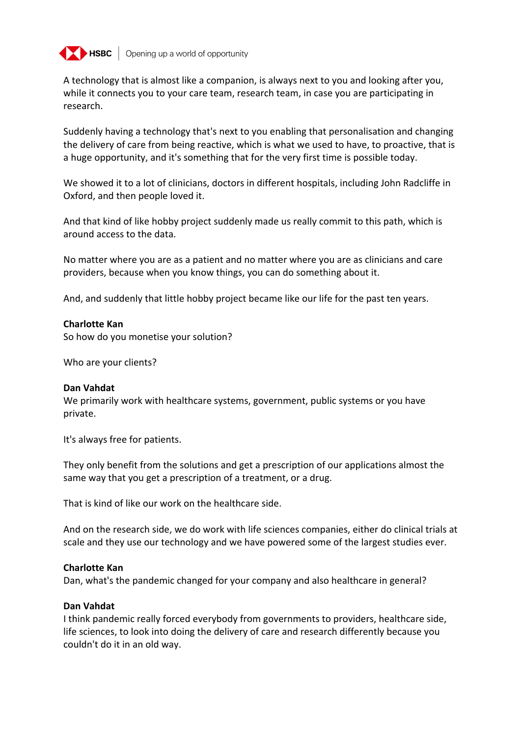A technology that is almost like a companion, is always next to you and looking after you, while it connects you to your care team, research team, in case you are participating in research.

Suddenly having a technology that's next to you enabling that personalisation and changing the delivery of care from being reactive, which is what we used to have, to proactive, that is a huge opportunity, and it's something that for the very first time is possible today.

We showed it to a lot of clinicians, doctors in different hospitals, including John Radcliffe in Oxford, and then people loved it.

And that kind of like hobby project suddenly made us really commit to this path, which is around access to the data.

No matter where you are as a patient and no matter where you are as clinicians and care providers, because when you know things, you can do something about it.

And, and suddenly that little hobby project became like our life for the past ten years.

**Charlotte Kan**
So how do you monetise your solution?

Who are your clients?

**Dan Vahdat**
We primarily work with healthcare systems, government, public systems or you have private.

It's always free for patients.

They only benefit from the solutions and get a prescription of our applications almost the same way that you get a prescription of a treatment, or a drug.

That is kind of like our work on the healthcare side.

And on the research side, we do work with life sciences companies, either do clinical trials at scale and they use our technology and we have powered some of the largest studies ever.

**Charlotte Kan**
Dan, what's the pandemic changed for your company and also healthcare in general?

**Dan Vahdat**
I think pandemic really forced everybody from governments to providers, healthcare side, life sciences, to look into doing the delivery of care and research differently because you couldn't do it in an old way.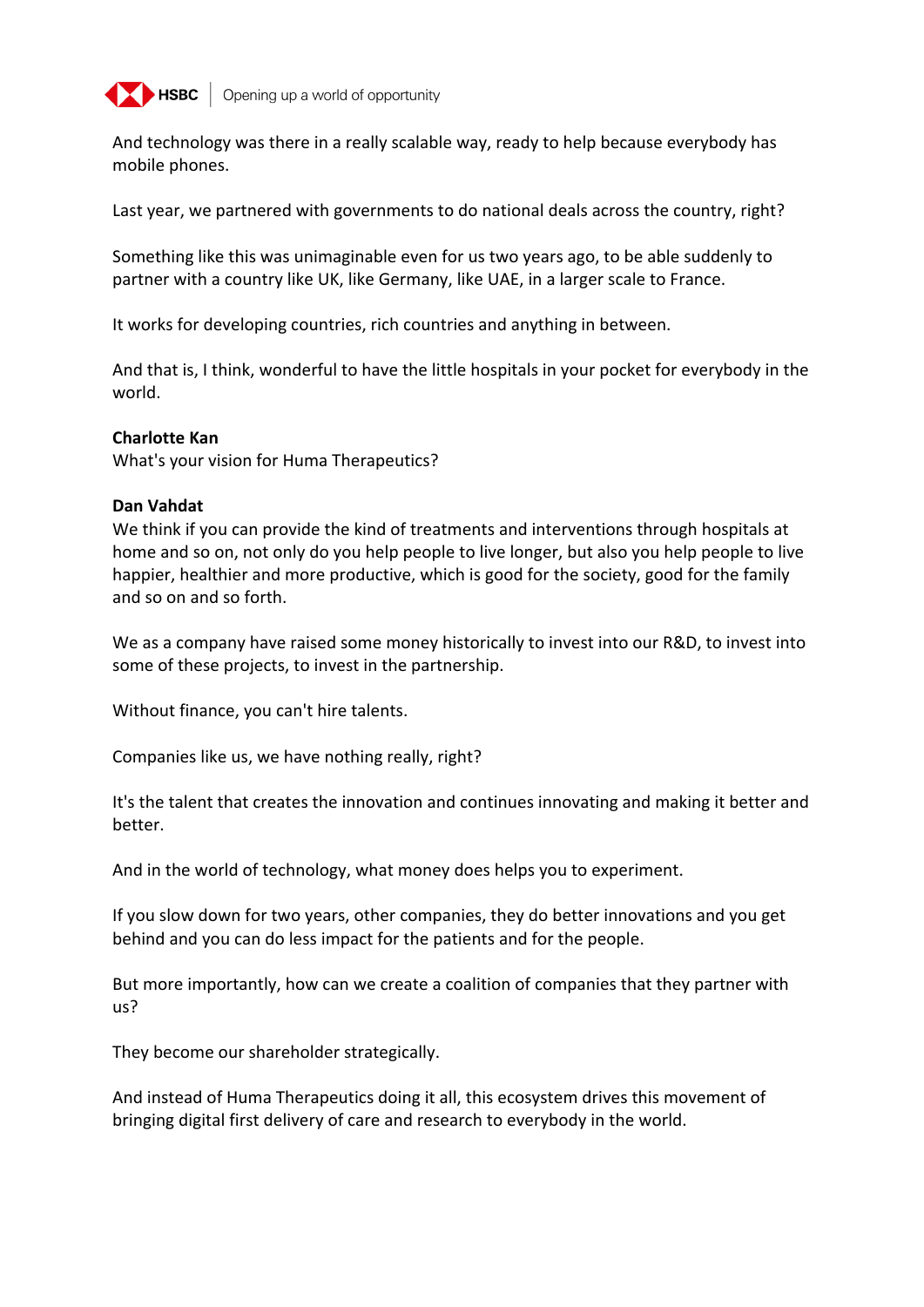And technology was there in a really scalable way, ready to help because everybody has mobile phones.

Last year, we partnered with governments to do national deals across the country, right?

Something like this was unimaginable even for us two years ago, to be able suddenly to partner with a country like UK, like Germany, like UAE, in a larger scale to France.

It works for developing countries, rich countries and anything in between.

And that is, I think, wonderful to have the little hospitals in your pocket for everybody in the world.

**Charlotte Kan**
What's your vision for Huma Therapeutics?

**Dan Vahdat**
We think if you can provide the kind of treatments and interventions through hospitals at home and so on, not only do you help people to live longer, but also you help people to live happier, healthier and more productive, which is good for the society, good for the family and so on and so forth.

We as a company have raised some money historically to invest into our R&D, to invest into some of these projects, to invest in the partnership.

Without finance, you can't hire talents.

Companies like us, we have nothing really, right?

It's the talent that creates the innovation and continues innovating and making it better and better.

And in the world of technology, what money does helps you to experiment.

If you slow down for two years, other companies, they do better innovations and you get behind and you can do less impact for the patients and for the people.

But more importantly, how can we create a coalition of companies that they partner with us?

They become our shareholder strategically.

And instead of Huma Therapeutics doing it all, this ecosystem drives this movement of bringing digital first delivery of care and research to everybody in the world.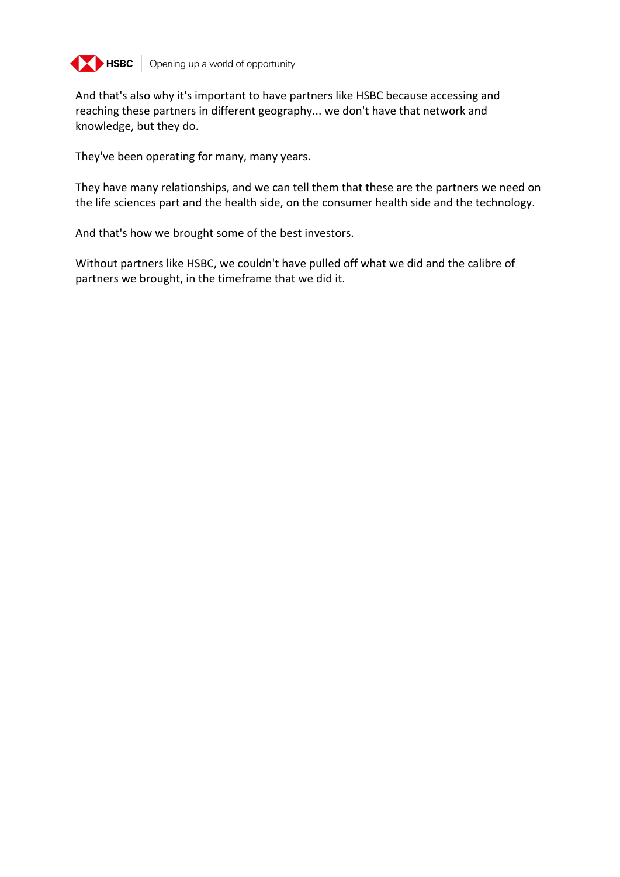And that's also why it's important to have partners like HSBC because accessing and reaching these partners in different geography... we don't have that network and knowledge, but they do.

They've been operating for many, many years.

They have many relationships, and we can tell them that these are the partners we need on the life sciences part and the health side, on the consumer health side and the technology.

And that's how we brought some of the best investors.

Without partners like HSBC, we couldn't have pulled off what we did and the calibre of partners we brought, in the timeframe that we did it.